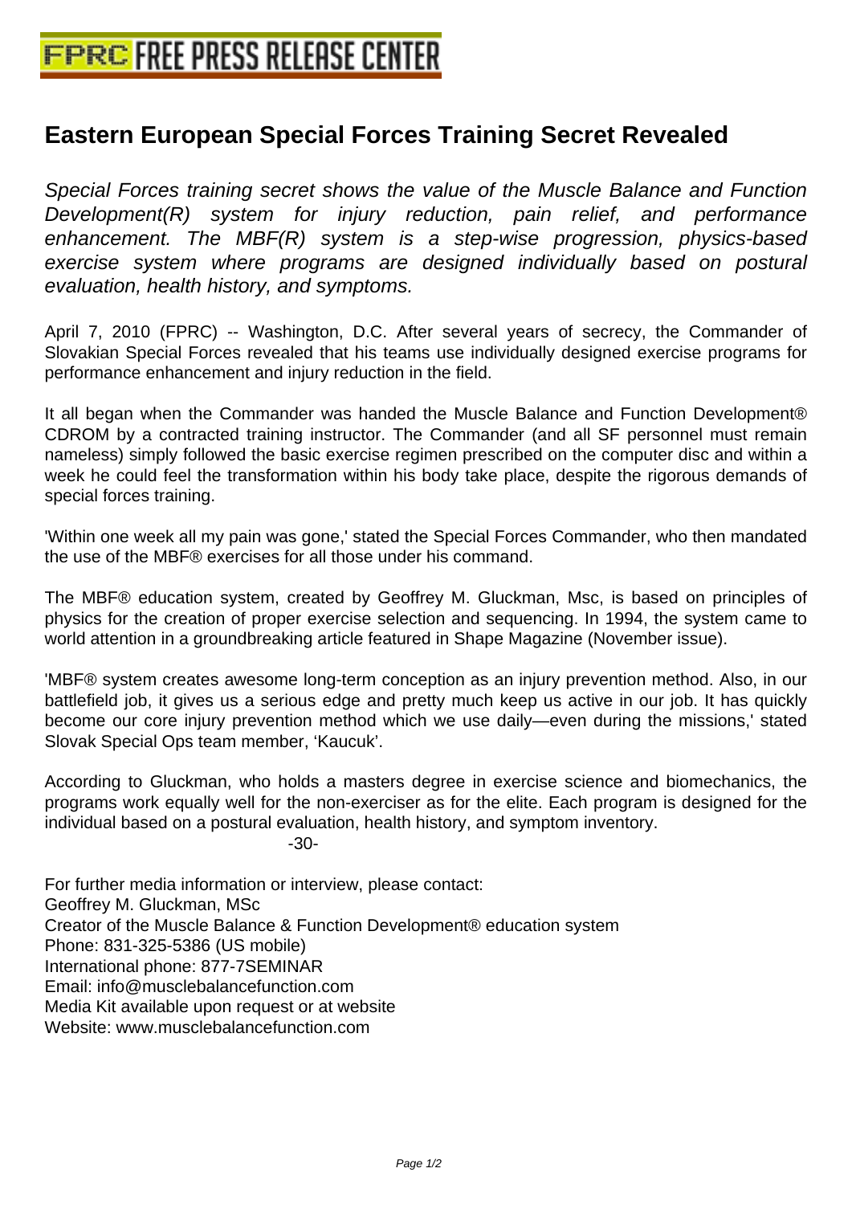# Eastern European Special Forces Training Secret Revealed

*Special Forces training secret shows the value of the Muscle Balance and Function Development(R) system for injury reduction, pain relief, and performance enhancement. The MBF(R) system is a step-wise progression, physics-based exercise system where programs are designed individually based on postural evaluation, health history, and symptoms.*

April 7, 2010 (FPRC) -- Washington, D.C. After several years of secrecy, the Commander of Slovakian Special Forces revealed that his teams use individually designed exercise programs for performance enhancement and injury reduction in the field.

It all began when the Commander was handed the Muscle Balance and Function Development® CDROM by a contracted training instructor. The Commander (and all SF personnel must remain nameless) simply followed the basic exercise regimen prescribed on the computer disc and within a week he could feel the transformation within his body take place, despite the rigorous demands of special forces training.

'Within one week all my pain was gone,' stated the Special Forces Commander, who then mandated the use of the MBF® exercises for all those under his command.

The MBF® education system, created by Geoffrey M. Gluckman, Msc, is based on principles of physics for the creation of proper exercise selection and sequencing. In 1994, the system came to world attention in a groundbreaking article featured in Shape Magazine (November issue).

'MBF® system creates awesome long-term conception as an injury prevention method. Also, in our battlefield job, it gives us a serious edge and pretty much keep us active in our job. It has quickly become our core injury prevention method which we use daily—even during the missions,' stated Slovak Special Ops team member, 'Kaucuk'.

According to Gluckman, who holds a masters degree in exercise science and biomechanics, the programs work equally well for the non-exerciser as for the elite. Each program is designed for the individual based on a postural evaluation, health history, and symptom inventory.

-30-

For further media information or interview, please contact:
Geoffrey M. Gluckman, MSc
Creator of the Muscle Balance & Function Development® education system
Phone: 831-325-5386 (US mobile)
International phone: 877-7SEMINAR
Email: info@musclebalancefunction.com
Media Kit available upon request or at website
Website: www.musclebalancefunction.com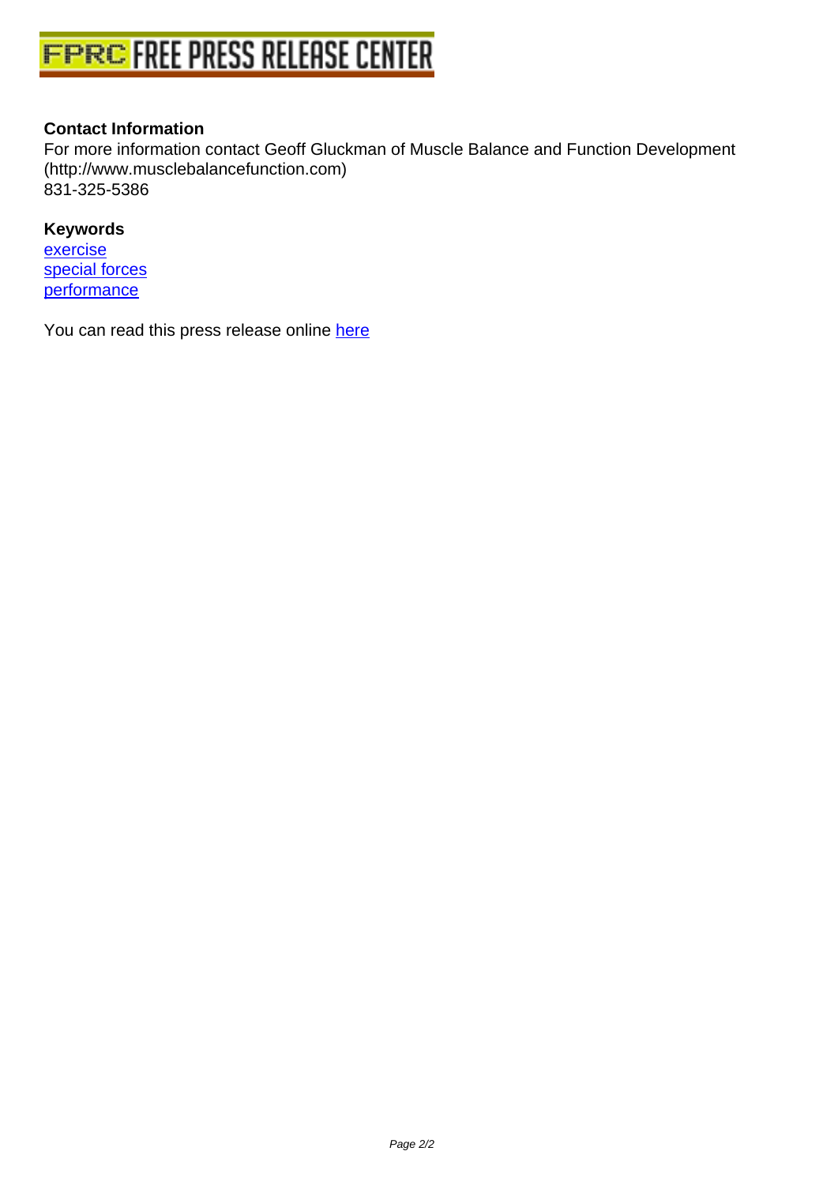**Contact Information**
For more information contact Geoff Gluckman of Muscle Balance and Function Development (http://www.musclebalancefunction.com)
831-325-5386

**Keywords**
exercise
special forces
performance

You can read this press release online here